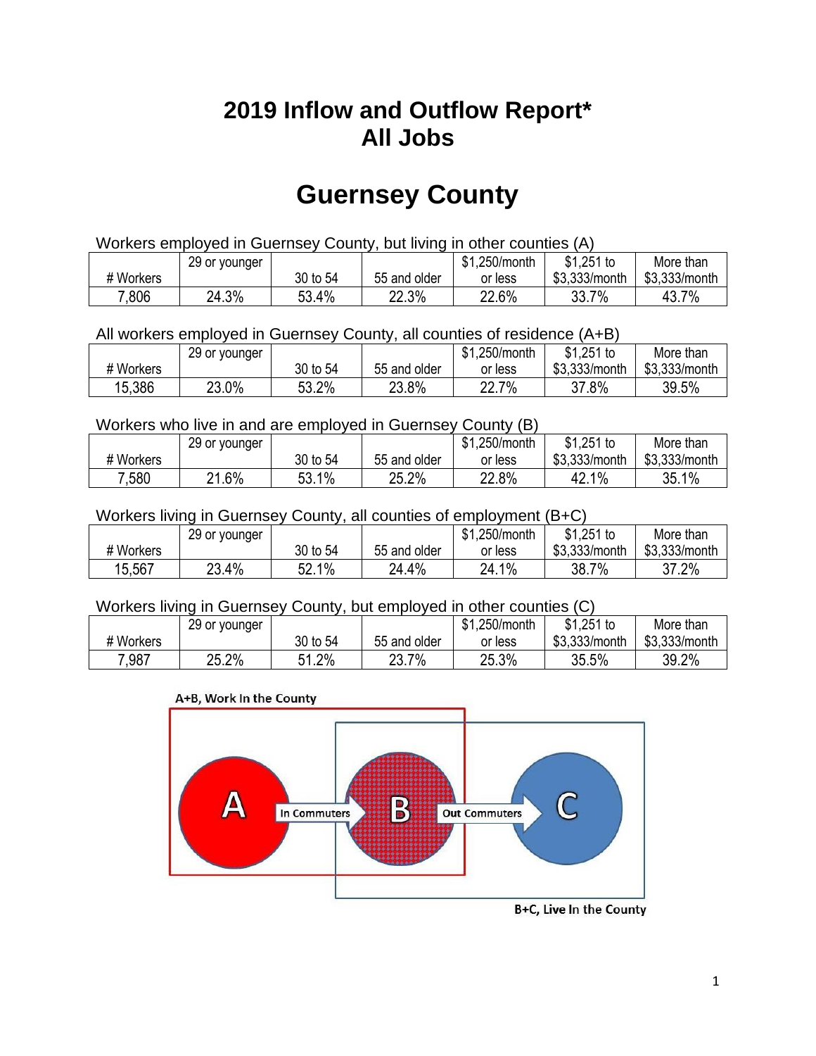# 2019 Inflow and Outflow Report*
# All Jobs

# Guernsey County

Workers employed in Guernsey County, but living in other counties (A)

| # Workers | 29 or younger | 30 to 54 | 55 and older | $1,250/month or less | $1,251 to $3,333/month | More than $3,333/month |
|---|---|---|---|---|---|---|
| 7,806 | 24.3% | 53.4% | 22.3% | 22.6% | 33.7% | 43.7% |

All workers employed in Guernsey County, all counties of residence (A+B)

| # Workers | 29 or younger | 30 to 54 | 55 and older | $1,250/month or less | $1,251 to $3,333/month | More than $3,333/month |
|---|---|---|---|---|---|---|
| 15,386 | 23.0% | 53.2% | 23.8% | 22.7% | 37.8% | 39.5% |

Workers who live in and are employed in Guernsey County (B)

| # Workers | 29 or younger | 30 to 54 | 55 and older | $1,250/month or less | $1,251 to $3,333/month | More than $3,333/month |
|---|---|---|---|---|---|---|
| 7,580 | 21.6% | 53.1% | 25.2% | 22.8% | 42.1% | 35.1% |

Workers living in Guernsey County, all counties of employment (B+C)

| # Workers | 29 or younger | 30 to 54 | 55 and older | $1,250/month or less | $1,251 to $3,333/month | More than $3,333/month |
|---|---|---|---|---|---|---|
| 15,567 | 23.4% | 52.1% | 24.4% | 24.1% | 38.7% | 37.2% |

Workers living in Guernsey County, but employed in other counties (C)

| # Workers | 29 or younger | 30 to 54 | 55 and older | $1,250/month or less | $1,251 to $3,333/month | More than $3,333/month |
|---|---|---|---|---|---|---|
| 7,987 | 25.2% | 51.2% | 23.7% | 25.3% | 35.5% | 39.2% |

A+B, Work In the County

A — In Commuters → B — Out Commuters → C

B+C, Live In the County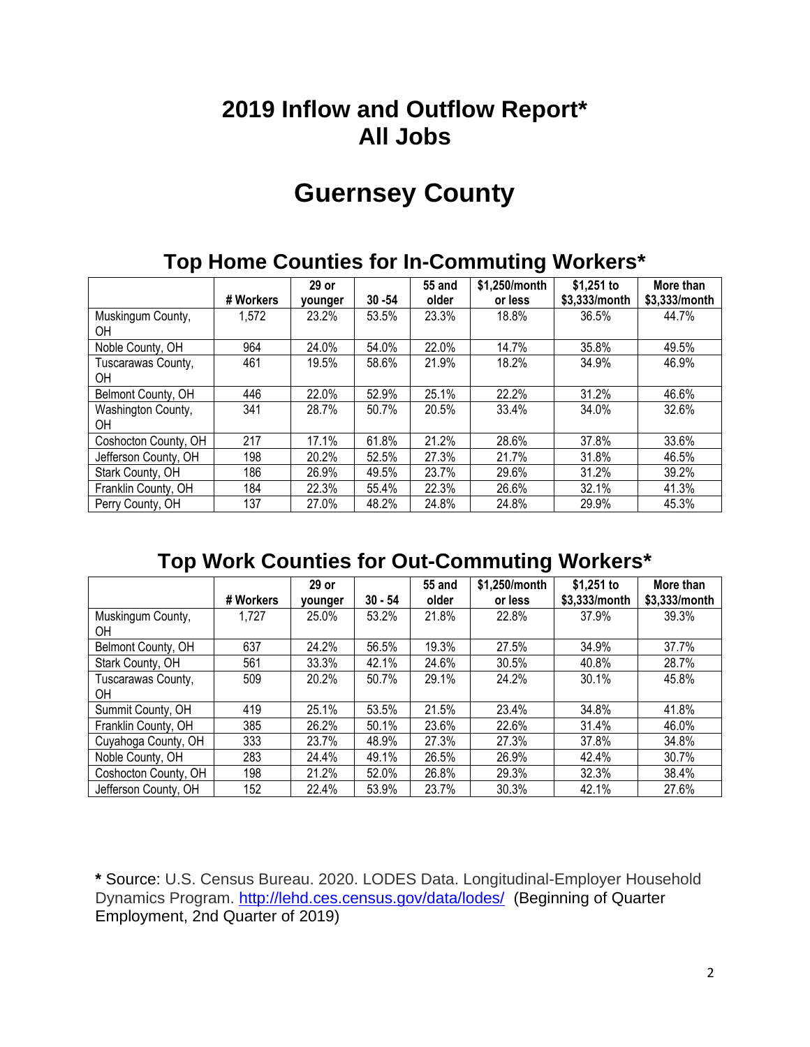# 2019 Inflow and Outflow Report*
# All Jobs

# Guernsey County

## Top Home Counties for In-Commuting Workers*

| | # Workers | 29 or younger | 30 -54 | 55 and older | $1,250/month or less | $1,251 to $3,333/month | More than $3,333/month |
|---|---|---|---|---|---|---|---|
| Muskingum County, OH | 1,572 | 23.2% | 53.5% | 23.3% | 18.8% | 36.5% | 44.7% |
| Noble County, OH | 964 | 24.0% | 54.0% | 22.0% | 14.7% | 35.8% | 49.5% |
| Tuscarawas County, OH | 461 | 19.5% | 58.6% | 21.9% | 18.2% | 34.9% | 46.9% |
| Belmont County, OH | 446 | 22.0% | 52.9% | 25.1% | 22.2% | 31.2% | 46.6% |
| Washington County, OH | 341 | 28.7% | 50.7% | 20.5% | 33.4% | 34.0% | 32.6% |
| Coshocton County, OH | 217 | 17.1% | 61.8% | 21.2% | 28.6% | 37.8% | 33.6% |
| Jefferson County, OH | 198 | 20.2% | 52.5% | 27.3% | 21.7% | 31.8% | 46.5% |
| Stark County, OH | 186 | 26.9% | 49.5% | 23.7% | 29.6% | 31.2% | 39.2% |
| Franklin County, OH | 184 | 22.3% | 55.4% | 22.3% | 26.6% | 32.1% | 41.3% |
| Perry County, OH | 137 | 27.0% | 48.2% | 24.8% | 24.8% | 29.9% | 45.3% |

## Top Work Counties for Out-Commuting Workers*

| | # Workers | 29 or younger | 30 - 54 | 55 and older | $1,250/month or less | $1,251 to $3,333/month | More than $3,333/month |
|---|---|---|---|---|---|---|---|
| Muskingum County, OH | 1,727 | 25.0% | 53.2% | 21.8% | 22.8% | 37.9% | 39.3% |
| Belmont County, OH | 637 | 24.2% | 56.5% | 19.3% | 27.5% | 34.9% | 37.7% |
| Stark County, OH | 561 | 33.3% | 42.1% | 24.6% | 30.5% | 40.8% | 28.7% |
| Tuscarawas County, OH | 509 | 20.2% | 50.7% | 29.1% | 24.2% | 30.1% | 45.8% |
| Summit County, OH | 419 | 25.1% | 53.5% | 21.5% | 23.4% | 34.8% | 41.8% |
| Franklin County, OH | 385 | 26.2% | 50.1% | 23.6% | 22.6% | 31.4% | 46.0% |
| Cuyahoga County, OH | 333 | 23.7% | 48.9% | 27.3% | 27.3% | 37.8% | 34.8% |
| Noble County, OH | 283 | 24.4% | 49.1% | 26.5% | 26.9% | 42.4% | 30.7% |
| Coshocton County, OH | 198 | 21.2% | 52.0% | 26.8% | 29.3% | 32.3% | 38.4% |
| Jefferson County, OH | 152 | 22.4% | 53.9% | 23.7% | 30.3% | 42.1% | 27.6% |

**\*** Source: U.S. Census Bureau. 2020. LODES Data. Longitudinal-Employer Household Dynamics Program. http://lehd.ces.census.gov/data/lodes/ (Beginning of Quarter Employment, 2nd Quarter of 2019)